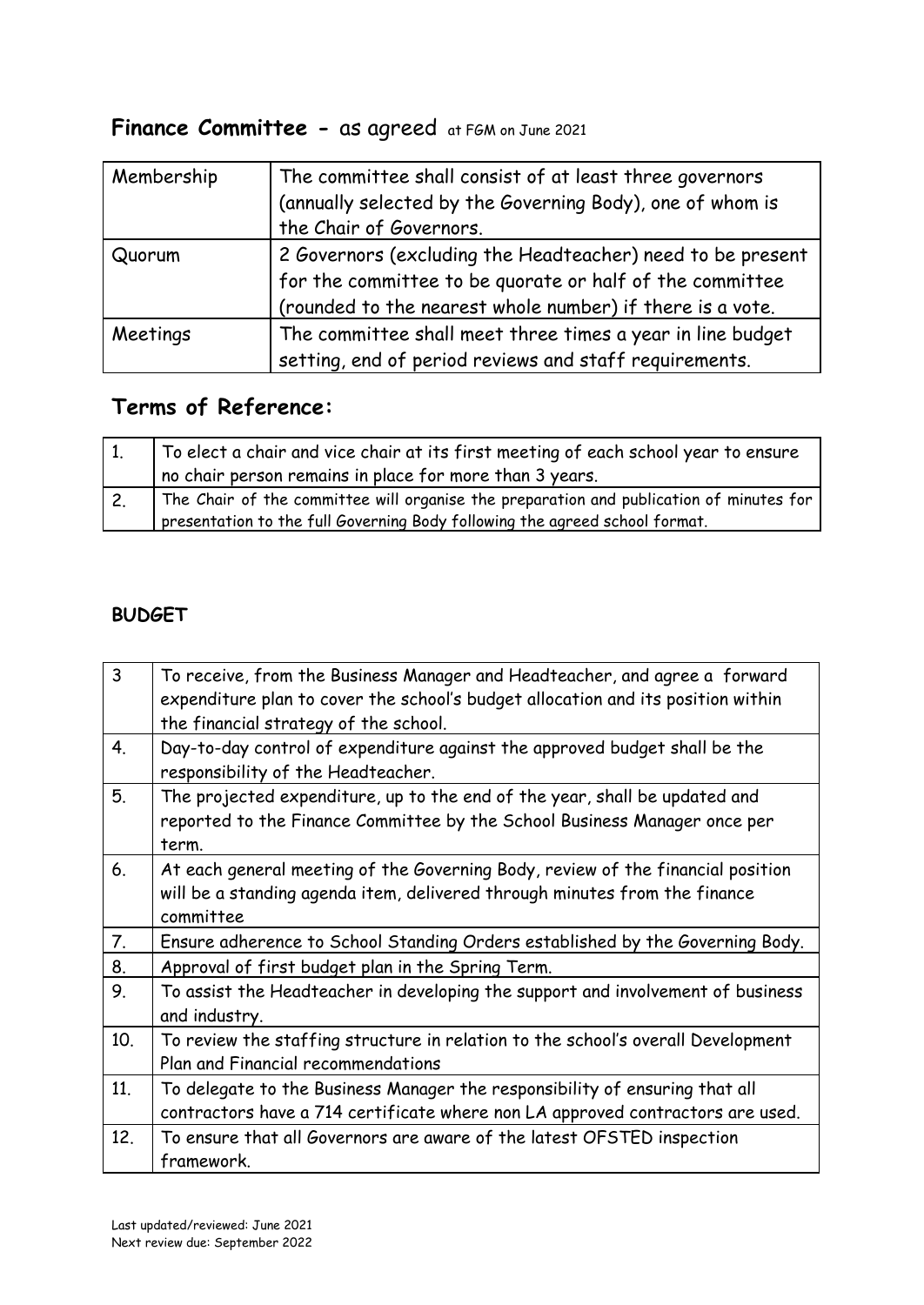## **Finance Committee -** as agreed at FGM on June 2021

| Membership | The committee shall consist of at least three governors (annually selected by the Governing Body), one of whom is the Chair of Governors. |
|---|---|
| Quorum | 2 Governors (excluding the Headteacher) need to be present for the committee to be quorate or half of the committee (rounded to the nearest whole number) if there is a vote. |
| Meetings | The committee shall meet three times a year in line budget setting, end of period reviews and staff requirements. |

## **Terms of Reference:**

| 1. | To elect a chair and vice chair at its first meeting of each school year to ensure no chair person remains in place for more than 3 years. |
|---|---|
| 2. | The Chair of the committee will organise the preparation and publication of minutes for presentation to the full Governing Body following the agreed school format. |

### **BUDGET**

| 3 | To receive, from the Business Manager and Headteacher, and agree a forward expenditure plan to cover the school's budget allocation and its position within the financial strategy of the school. |
|---|---|
| 4. | Day-to-day control of expenditure against the approved budget shall be the responsibility of the Headteacher. |
| 5. | The projected expenditure, up to the end of the year, shall be updated and reported to the Finance Committee by the School Business Manager once per term. |
| 6. | At each general meeting of the Governing Body, review of the financial position will be a standing agenda item, delivered through minutes from the finance committee |
| 7. | Ensure adherence to School Standing Orders established by the Governing Body. |
| 8. | Approval of first budget plan in the Spring Term. |
| 9. | To assist the Headteacher in developing the support and involvement of business and industry. |
| 10. | To review the staffing structure in relation to the school's overall Development Plan and Financial recommendations |
| 11. | To delegate to the Business Manager the responsibility of ensuring that all contractors have a 714 certificate where non LA approved contractors are used. |
| 12. | To ensure that all Governors are aware of the latest OFSTED inspection framework. |

Last updated/reviewed: June 2021
Next review due: September 2022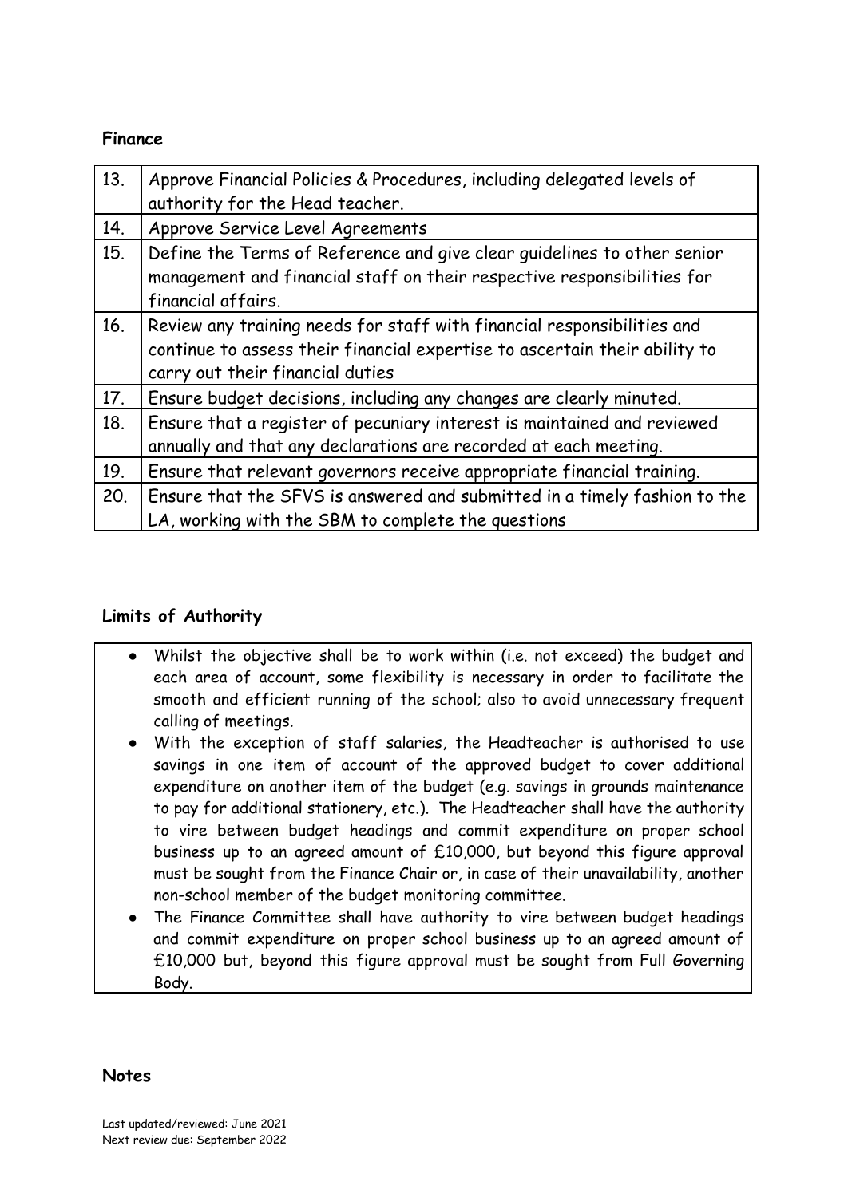**Finance**

| 13. | Approve Financial Policies & Procedures, including delegated levels of authority for the Head teacher. |
|---|---|
| 14. | Approve Service Level Agreements |
| 15. | Define the Terms of Reference and give clear guidelines to other senior management and financial staff on their respective responsibilities for financial affairs. |
| 16. | Review any training needs for staff with financial responsibilities and continue to assess their financial expertise to ascertain their ability to carry out their financial duties |
| 17. | Ensure budget decisions, including any changes are clearly minuted. |
| 18. | Ensure that a register of pecuniary interest is maintained and reviewed annually and that any declarations are recorded at each meeting. |
| 19. | Ensure that relevant governors receive appropriate financial training. |
| 20. | Ensure that the SFVS is answered and submitted in a timely fashion to the LA, working with the SBM to complete the questions |

**Limits of Authority**

- Whilst the objective shall be to work within (i.e. not exceed) the budget and each area of account, some flexibility is necessary in order to facilitate the smooth and efficient running of the school; also to avoid unnecessary frequent calling of meetings.
- With the exception of staff salaries, the Headteacher is authorised to use savings in one item of account of the approved budget to cover additional expenditure on another item of the budget (e.g. savings in grounds maintenance to pay for additional stationery, etc.). The Headteacher shall have the authority to vire between budget headings and commit expenditure on proper school business up to an agreed amount of £10,000, but beyond this figure approval must be sought from the Finance Chair or, in case of their unavailability, another non-school member of the budget monitoring committee.
- The Finance Committee shall have authority to vire between budget headings and commit expenditure on proper school business up to an agreed amount of £10,000 but, beyond this figure approval must be sought from Full Governing Body.

**Notes**

Last updated/reviewed: June 2021
Next review due: September 2022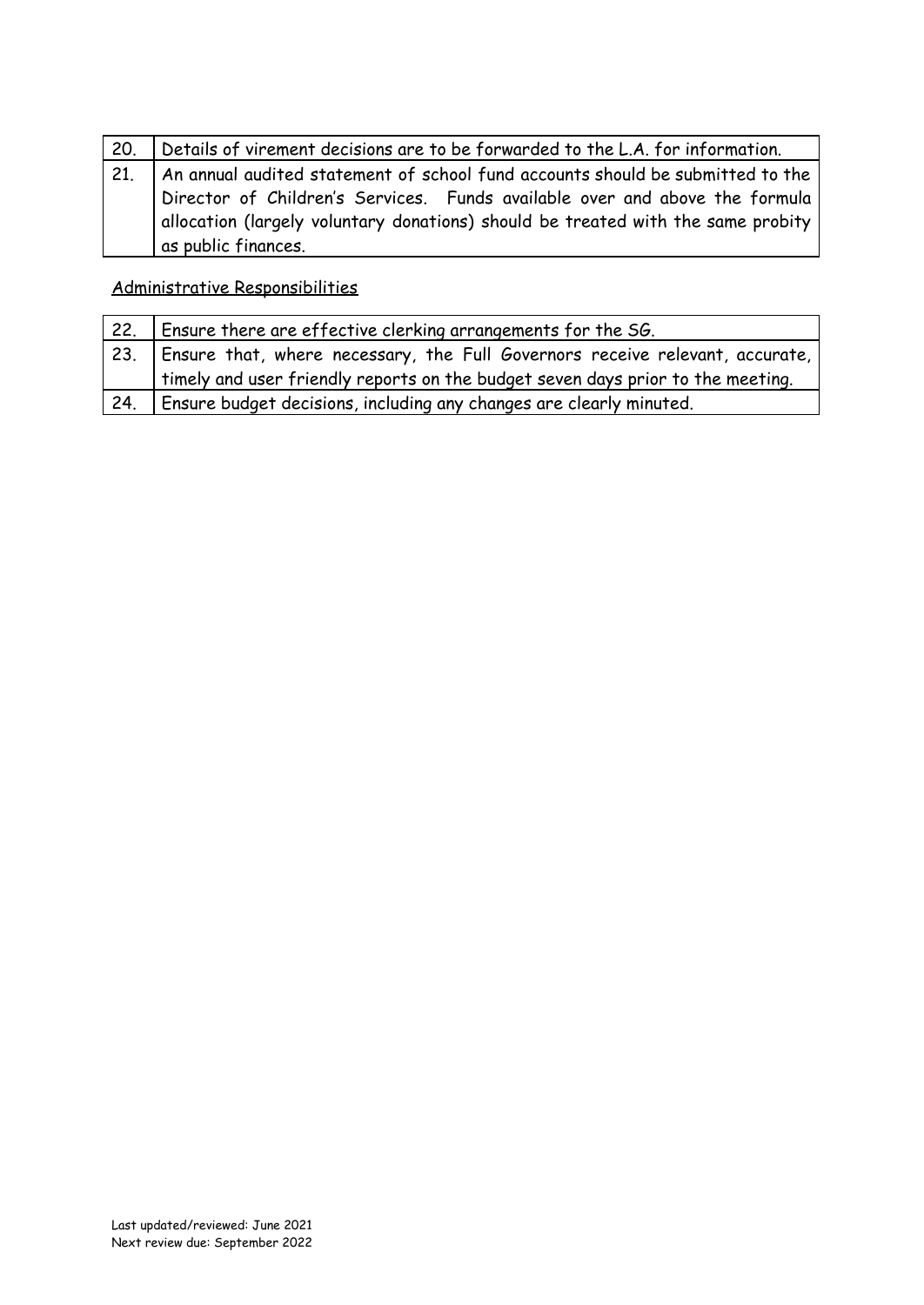| | |
|---|---|
| 20. | Details of virement decisions are to be forwarded to the L.A. for information. |
| 21. | An annual audited statement of school fund accounts should be submitted to the Director of Children's Services. Funds available over and above the formula allocation (largely voluntary donations) should be treated with the same probity as public finances. |

Administrative Responsibilities

| | |
|---|---|
| 22. | Ensure there are effective clerking arrangements for the SG. |
| 23. | Ensure that, where necessary, the Full Governors receive relevant, accurate, timely and user friendly reports on the budget seven days prior to the meeting. |
| 24. | Ensure budget decisions, including any changes are clearly minuted. |

Last updated/reviewed: June 2021
Next review due: September 2022